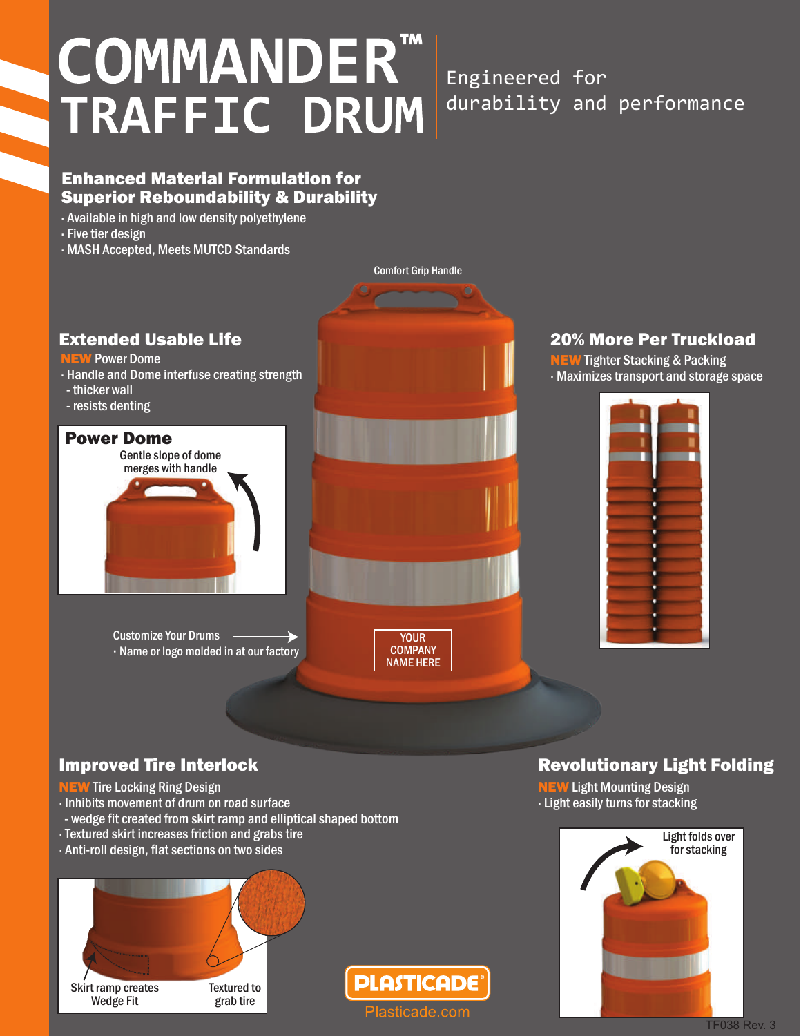# COMMANDER™ TRAFFIC DRUM

Engineered for durability and performance

## Enhanced Material Formulation for Superior Reboundability & Durability

- Available in high and low density polyethylene
- Five tier design
- MASH Accepted, Meets MUTCD Standards

Comfort Grip Handle

## Extended Usable Life

**NEW** Power Dome

- Handle and Dome interfuse creating strength
  - thicker wall
  - resists denting

### Power Dome

Gentle slope of dome merges with handle

Customize Your Drums

- Name or logo molded in at our factory

YOUR COMPANY NAME HERE

## 20% More Per Truckload

**NEW** Tighter Stacking & Packing

- Maximizes transport and storage space

## Improved Tire Interlock

**NEW** Tire Locking Ring Design

- Inhibits movement of drum on road surface
  - wedge fit created from skirt ramp and elliptical shaped bottom
- Textured skirt increases friction and grabs tire
- Anti-roll design, flat sections on two sides

Skirt ramp creates Wedge Fit

Textured to grab tire

## Revolutionary Light Folding

**NEW** Light Mounting Design

- Light easily turns for stacking

Light folds over for stacking

PLASTICADE®

Plasticade.com

TF038 Rev. 3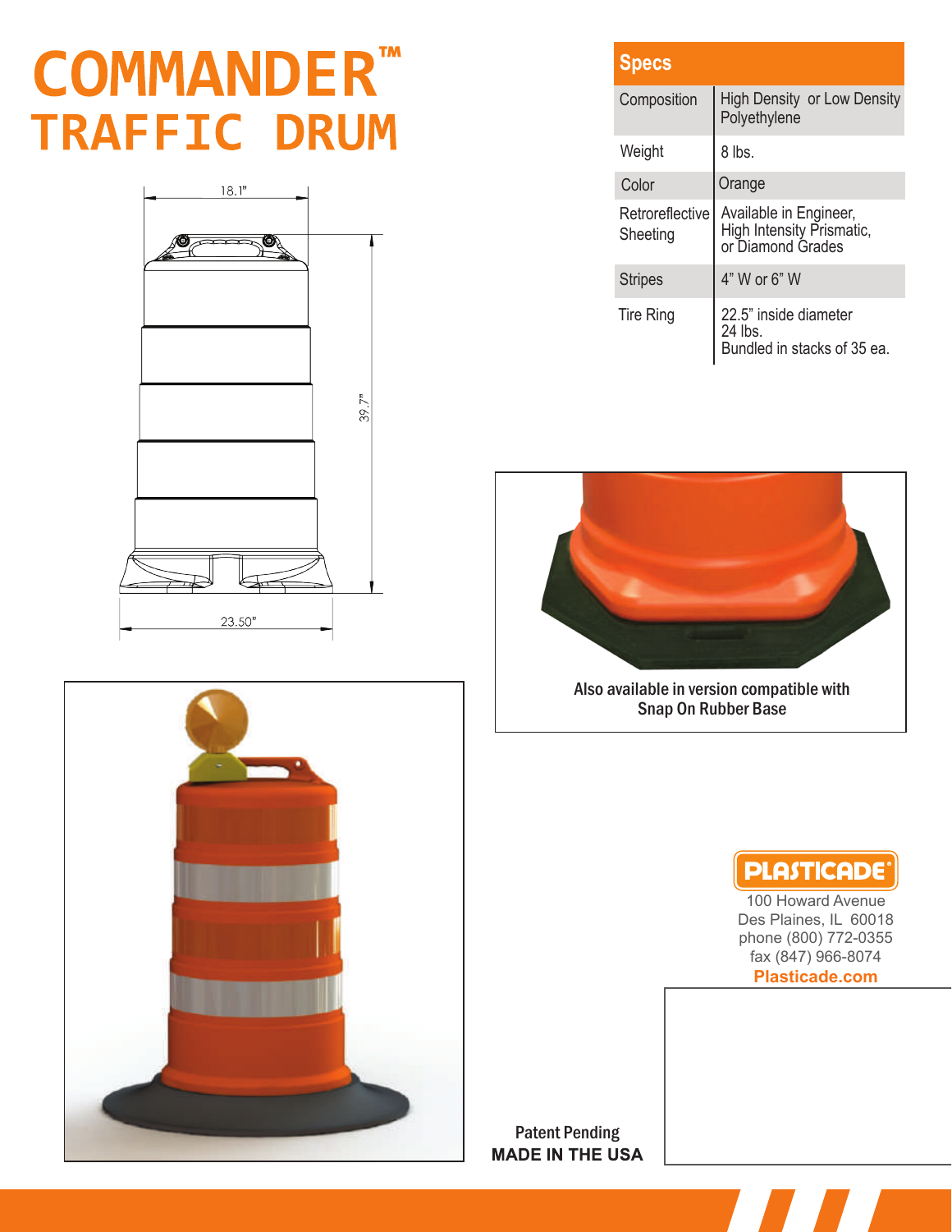# COMMANDER™ TRAFFIC DRUM

18.1"

39.7"

23.50"

| Specs | |
|---|---|
| Composition | High Density or Low Density Polyethylene |
| Weight | 8 lbs. |
| Color | Orange |
| Retroreflective Sheeting | Available in Engineer, High Intensity Prismatic, or Diamond Grades |
| Stripes | 4" W or 6" W |
| Tire Ring | 22.5" inside diameter<br>24 lbs.<br>Bundled in stacks of 35 ea. |

Also available in version compatible with Snap On Rubber Base

PLASTICADE®
100 Howard Avenue
Des Plaines, IL 60018
phone (800) 772-0355
fax (847) 966-8074
Plasticade.com

Patent Pending
**MADE IN THE USA**